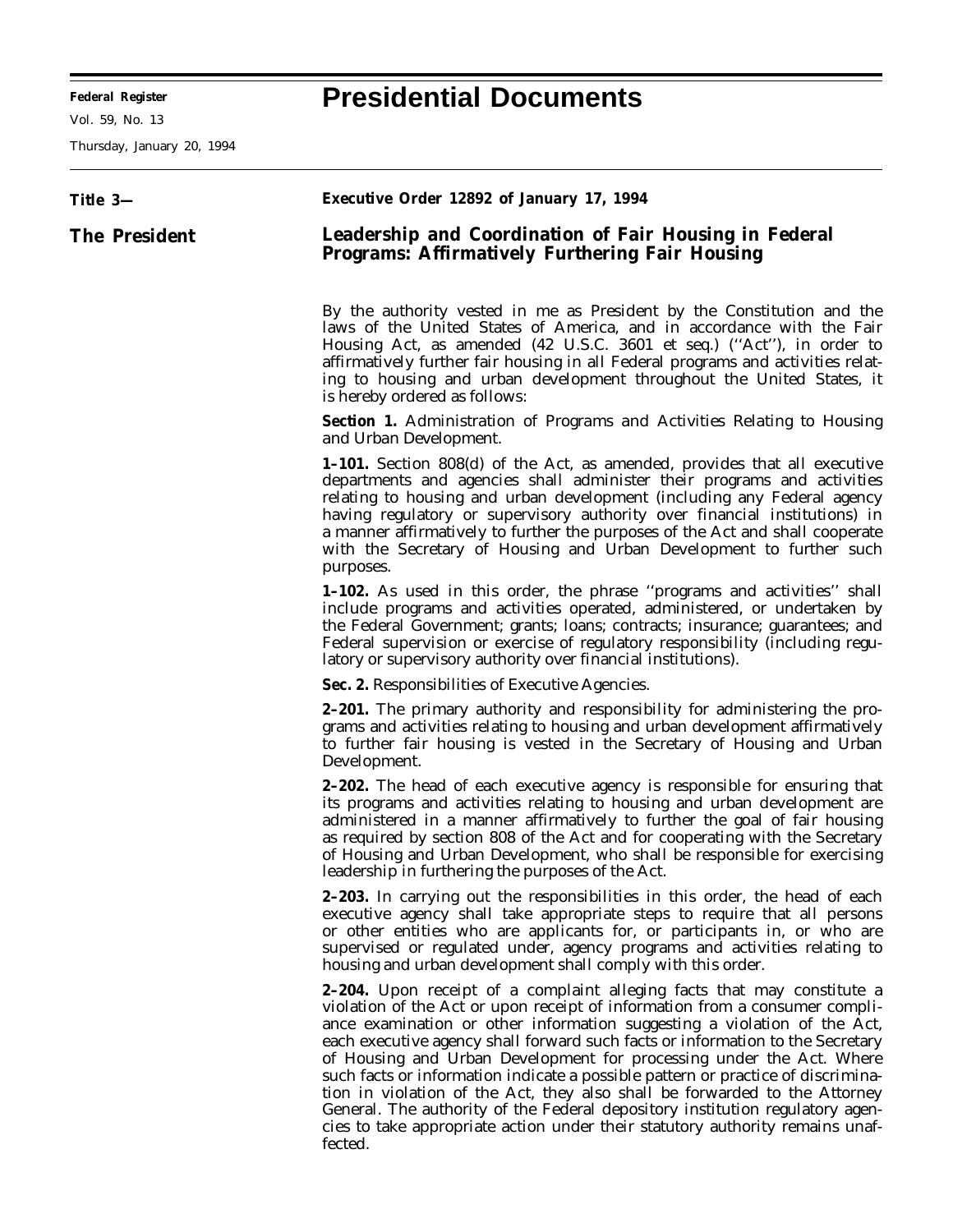# Presidential Documents

Title 3—

The President

**Executive Order 12892 of January 17, 1994**

## Leadership and Coordination of Fair Housing in Federal Programs: Affirmatively Furthering Fair Housing

By the authority vested in me as President by the Constitution and the laws of the United States of America, and in accordance with the Fair Housing Act, as amended (42 U.S.C. 3601 et seq.) (''Act''), in order to affirmatively further fair housing in all Federal programs and activities relating to housing and urban development throughout the United States, it is hereby ordered as follows:

**Section 1.** *Administration of Programs and Activities Relating to Housing and Urban Development.*

**1–101.** Section 808(d) of the Act, as amended, provides that all executive departments and agencies shall administer their programs and activities relating to housing and urban development (including any Federal agency having regulatory or supervisory authority over financial institutions) in a manner affirmatively to further the purposes of the Act and shall cooperate with the Secretary of Housing and Urban Development to further such purposes.

**1–102.** As used in this order, the phrase ''programs and activities'' shall include programs and activities operated, administered, or undertaken by the Federal Government; grants; loans; contracts; insurance; guarantees; and Federal supervision or exercise of regulatory responsibility (including regulatory or supervisory authority over financial institutions).

**Sec. 2.** *Responsibilities of Executive Agencies.*

**2–201.** The primary authority and responsibility for administering the programs and activities relating to housing and urban development affirmatively to further fair housing is vested in the Secretary of Housing and Urban Development.

**2–202.** The head of each executive agency is responsible for ensuring that its programs and activities relating to housing and urban development are administered in a manner affirmatively to further the goal of fair housing as required by section 808 of the Act and for cooperating with the Secretary of Housing and Urban Development, who shall be responsible for exercising leadership in furthering the purposes of the Act.

**2–203.** In carrying out the responsibilities in this order, the head of each executive agency shall take appropriate steps to require that all persons or other entities who are applicants for, or participants in, or who are supervised or regulated under, agency programs and activities relating to housing and urban development shall comply with this order.

**2–204.** Upon receipt of a complaint alleging facts that may constitute a violation of the Act or upon receipt of information from a consumer compliance examination or other information suggesting a violation of the Act, each executive agency shall forward such facts or information to the Secretary of Housing and Urban Development for processing under the Act. Where such facts or information indicate a possible pattern or practice of discrimination in violation of the Act, they also shall be forwarded to the Attorney General. The authority of the Federal depository institution regulatory agencies to take appropriate action under their statutory authority remains unaffected.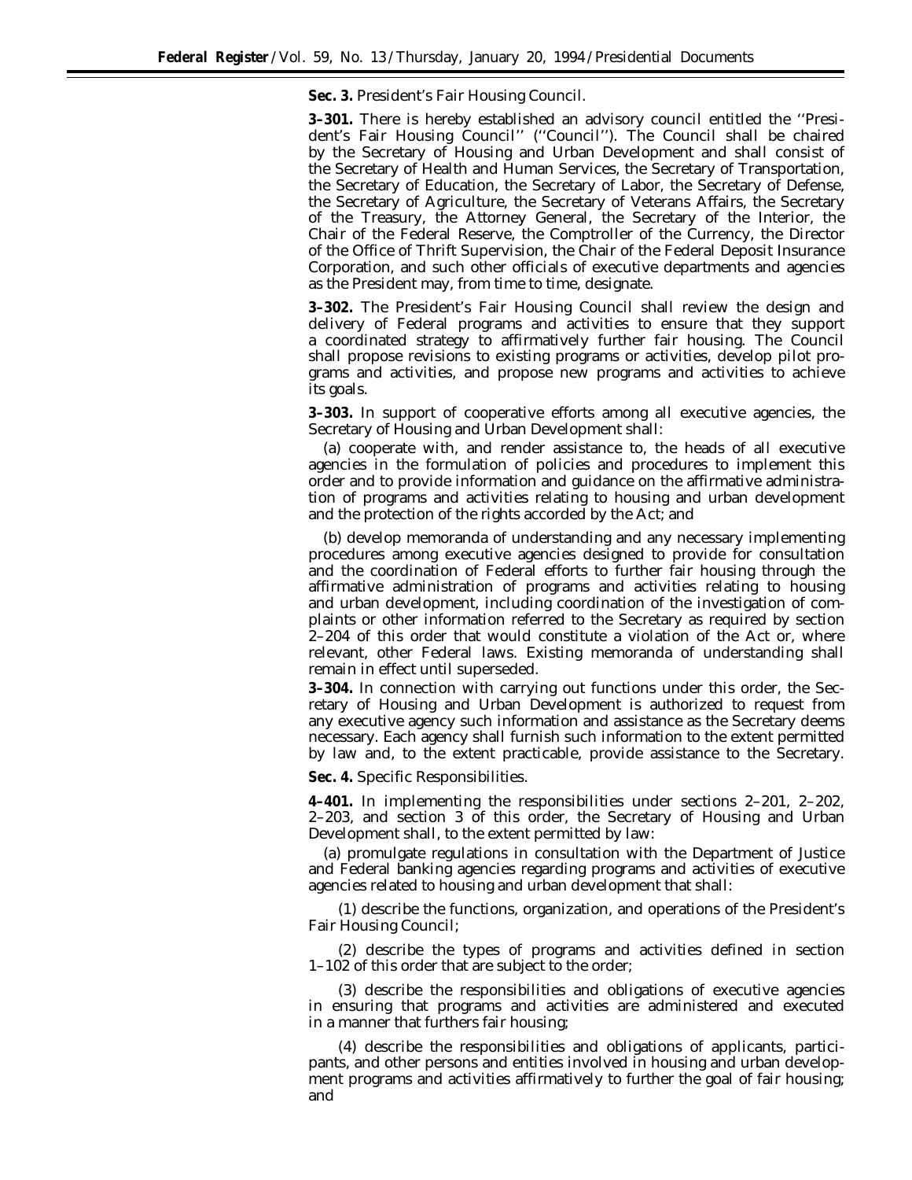**Sec. 3.** President's Fair Housing Council.

**3–301.** There is hereby established an advisory council entitled the ''President's Fair Housing Council'' (''Council''). The Council shall be chaired by the Secretary of Housing and Urban Development and shall consist of the Secretary of Health and Human Services, the Secretary of Transportation, the Secretary of Education, the Secretary of Labor, the Secretary of Defense, the Secretary of Agriculture, the Secretary of Veterans Affairs, the Secretary of the Treasury, the Attorney General, the Secretary of the Interior, the Chair of the Federal Reserve, the Comptroller of the Currency, the Director of the Office of Thrift Supervision, the Chair of the Federal Deposit Insurance Corporation, and such other officials of executive departments and agencies as the President may, from time to time, designate.

**3–302.** The President's Fair Housing Council shall review the design and delivery of Federal programs and activities to ensure that they support a coordinated strategy to affirmatively further fair housing. The Council shall propose revisions to existing programs or activities, develop pilot programs and activities, and propose new programs and activities to achieve its goals.

**3–303.** In support of cooperative efforts among all executive agencies, the Secretary of Housing and Urban Development shall:

(a) cooperate with, and render assistance to, the heads of all executive agencies in the formulation of policies and procedures to implement this order and to provide information and guidance on the affirmative administration of programs and activities relating to housing and urban development and the protection of the rights accorded by the Act; and

(b) develop memoranda of understanding and any necessary implementing procedures among executive agencies designed to provide for consultation and the coordination of Federal efforts to further fair housing through the affirmative administration of programs and activities relating to housing and urban development, including coordination of the investigation of complaints or other information referred to the Secretary as required by section 2–204 of this order that would constitute a violation of the Act or, where relevant, other Federal laws. Existing memoranda of understanding shall remain in effect until superseded.

**3–304.** In connection with carrying out functions under this order, the Secretary of Housing and Urban Development is authorized to request from any executive agency such information and assistance as the Secretary deems necessary. Each agency shall furnish such information to the extent permitted by law and, to the extent practicable, provide assistance to the Secretary.

**Sec. 4.** Specific Responsibilities.

**4–401.** In implementing the responsibilities under sections 2–201, 2–202, 2–203, and section 3 of this order, the Secretary of Housing and Urban Development shall, to the extent permitted by law:

(a) promulgate regulations in consultation with the Department of Justice and Federal banking agencies regarding programs and activities of executive agencies related to housing and urban development that shall:

(1) describe the functions, organization, and operations of the President's Fair Housing Council;

(2) describe the types of programs and activities defined in section 1–102 of this order that are subject to the order;

(3) describe the responsibilities and obligations of executive agencies in ensuring that programs and activities are administered and executed in a manner that furthers fair housing;

(4) describe the responsibilities and obligations of applicants, participants, and other persons and entities involved in housing and urban development programs and activities affirmatively to further the goal of fair housing; and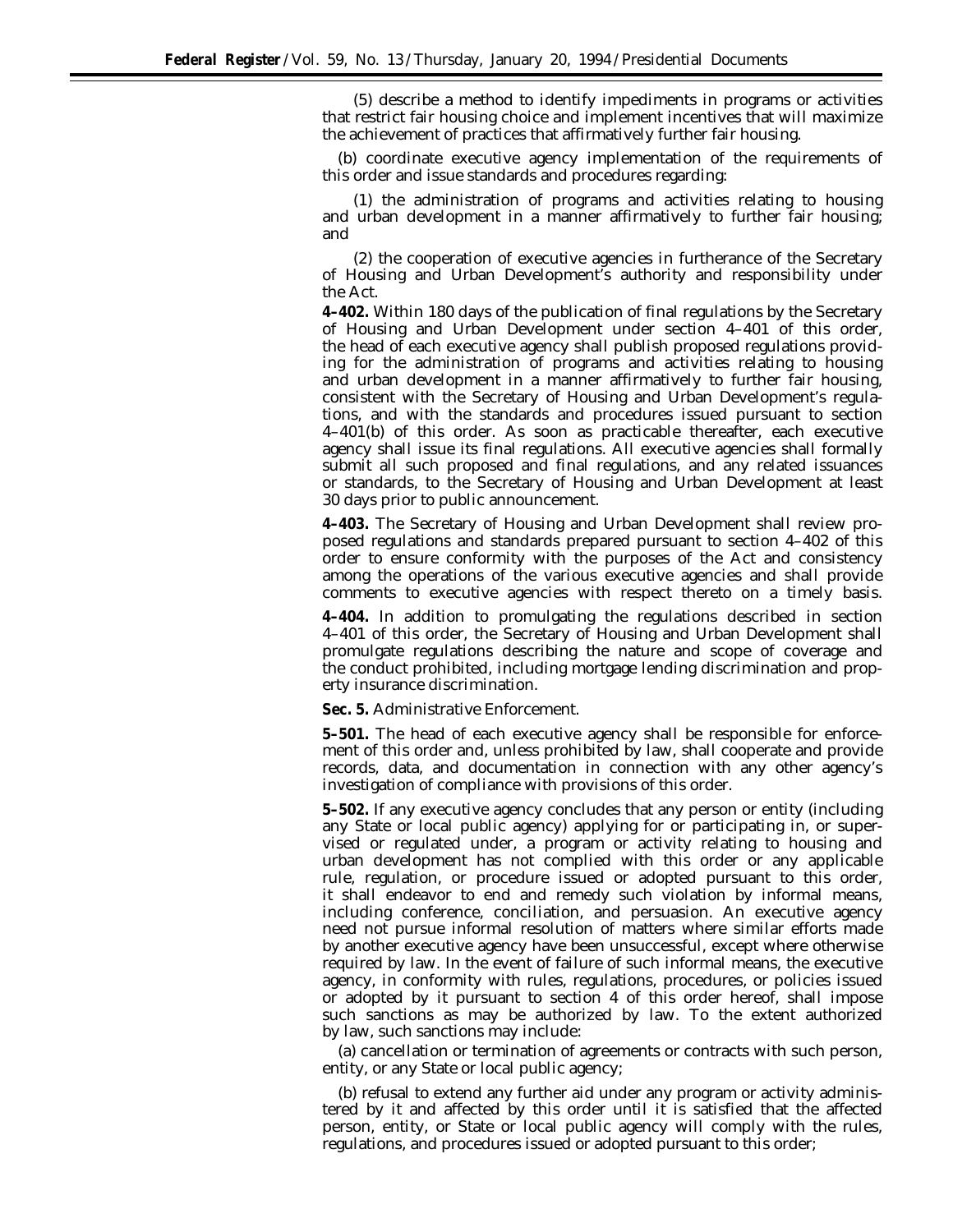(5) describe a method to identify impediments in programs or activities that restrict fair housing choice and implement incentives that will maximize the achievement of practices that affirmatively further fair housing.

(b) coordinate executive agency implementation of the requirements of this order and issue standards and procedures regarding:

(1) the administration of programs and activities relating to housing and urban development in a manner affirmatively to further fair housing; and

(2) the cooperation of executive agencies in furtherance of the Secretary of Housing and Urban Development's authority and responsibility under the Act.

**4–402.** Within 180 days of the publication of final regulations by the Secretary of Housing and Urban Development under section 4–401 of this order, the head of each executive agency shall publish proposed regulations providing for the administration of programs and activities relating to housing and urban development in a manner affirmatively to further fair housing, consistent with the Secretary of Housing and Urban Development's regulations, and with the standards and procedures issued pursuant to section 4–401(b) of this order. As soon as practicable thereafter, each executive agency shall issue its final regulations. All executive agencies shall formally submit all such proposed and final regulations, and any related issuances or standards, to the Secretary of Housing and Urban Development at least 30 days prior to public announcement.

**4–403.** The Secretary of Housing and Urban Development shall review proposed regulations and standards prepared pursuant to section 4–402 of this order to ensure conformity with the purposes of the Act and consistency among the operations of the various executive agencies and shall provide comments to executive agencies with respect thereto on a timely basis.

**4–404.** In addition to promulgating the regulations described in section 4–401 of this order, the Secretary of Housing and Urban Development shall promulgate regulations describing the nature and scope of coverage and the conduct prohibited, including mortgage lending discrimination and property insurance discrimination.

**Sec. 5.** Administrative Enforcement.

**5–501.** The head of each executive agency shall be responsible for enforcement of this order and, unless prohibited by law, shall cooperate and provide records, data, and documentation in connection with any other agency's investigation of compliance with provisions of this order.

**5–502.** If any executive agency concludes that any person or entity (including any State or local public agency) applying for or participating in, or supervised or regulated under, a program or activity relating to housing and urban development has not complied with this order or any applicable rule, regulation, or procedure issued or adopted pursuant to this order, it shall endeavor to end and remedy such violation by informal means, including conference, conciliation, and persuasion. An executive agency need not pursue informal resolution of matters where similar efforts made by another executive agency have been unsuccessful, except where otherwise required by law. In the event of failure of such informal means, the executive agency, in conformity with rules, regulations, procedures, or policies issued or adopted by it pursuant to section 4 of this order hereof, shall impose such sanctions as may be authorized by law. To the extent authorized by law, such sanctions may include:

(a) cancellation or termination of agreements or contracts with such person, entity, or any State or local public agency;

(b) refusal to extend any further aid under any program or activity administered by it and affected by this order until it is satisfied that the affected person, entity, or State or local public agency will comply with the rules, regulations, and procedures issued or adopted pursuant to this order;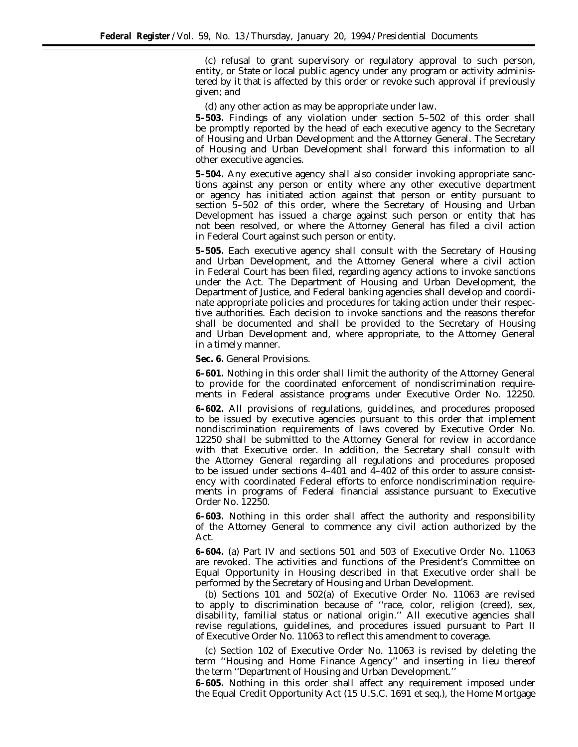(c) refusal to grant supervisory or regulatory approval to such person, entity, or State or local public agency under any program or activity administered by it that is affected by this order or revoke such approval if previously given; and

(d) any other action as may be appropriate under law.

**5–503.** Findings of any violation under section 5–502 of this order shall be promptly reported by the head of each executive agency to the Secretary of Housing and Urban Development and the Attorney General. The Secretary of Housing and Urban Development shall forward this information to all other executive agencies.

**5–504.** Any executive agency shall also consider invoking appropriate sanctions against any person or entity where any other executive department or agency has initiated action against that person or entity pursuant to section 5–502 of this order, where the Secretary of Housing and Urban Development has issued a charge against such person or entity that has not been resolved, or where the Attorney General has filed a civil action in Federal Court against such person or entity.

**5–505.** Each executive agency shall consult with the Secretary of Housing and Urban Development, and the Attorney General where a civil action in Federal Court has been filed, regarding agency actions to invoke sanctions under the Act. The Department of Housing and Urban Development, the Department of Justice, and Federal banking agencies shall develop and coordinate appropriate policies and procedures for taking action under their respective authorities. Each decision to invoke sanctions and the reasons therefor shall be documented and shall be provided to the Secretary of Housing and Urban Development and, where appropriate, to the Attorney General in a timely manner.

**Sec. 6.** *General Provisions.*

**6–601.** Nothing in this order shall limit the authority of the Attorney General to provide for the coordinated enforcement of nondiscrimination requirements in Federal assistance programs under Executive Order No. 12250.

**6–602.** All provisions of regulations, guidelines, and procedures proposed to be issued by executive agencies pursuant to this order that implement nondiscrimination requirements of laws covered by Executive Order No. 12250 shall be submitted to the Attorney General for review in accordance with that Executive order. In addition, the Secretary shall consult with the Attorney General regarding all regulations and procedures proposed to be issued under sections 4–401 and 4–402 of this order to assure consistency with coordinated Federal efforts to enforce nondiscrimination requirements in programs of Federal financial assistance pursuant to Executive Order No. 12250.

**6–603.** Nothing in this order shall affect the authority and responsibility of the Attorney General to commence any civil action authorized by the Act.

**6–604.** (a) Part IV and sections 501 and 503 of Executive Order No. 11063 are revoked. The activities and functions of the President's Committee on Equal Opportunity in Housing described in that Executive order shall be performed by the Secretary of Housing and Urban Development.

(b) Sections 101 and 502(a) of Executive Order No. 11063 are revised to apply to discrimination because of ''race, color, religion (creed), sex, disability, familial status or national origin.'' All executive agencies shall revise regulations, guidelines, and procedures issued pursuant to Part II of Executive Order No. 11063 to reflect this amendment to coverage.

(c) Section 102 of Executive Order No. 11063 is revised by deleting the term ''Housing and Home Finance Agency'' and inserting in lieu thereof the term ''Department of Housing and Urban Development.''

**6–605.** Nothing in this order shall affect any requirement imposed under the Equal Credit Opportunity Act (15 U.S.C. 1691 *et seq.*), the Home Mortgage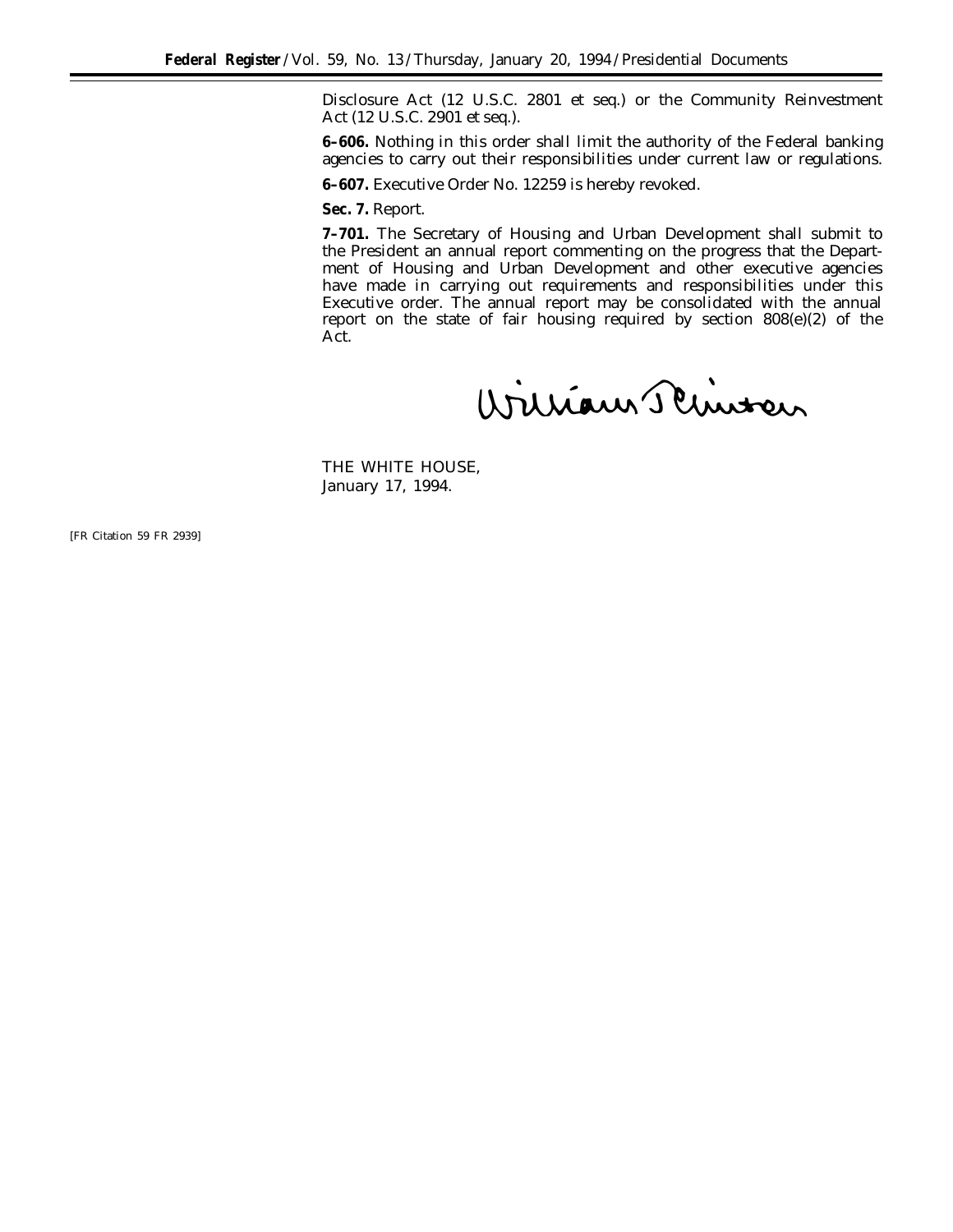Disclosure Act (12 U.S.C. 2801 et seq.) or the Community Reinvestment Act (12 U.S.C. 2901 et seq.).

**6–606.** Nothing in this order shall limit the authority of the Federal banking agencies to carry out their responsibilities under current law or regulations.

**6–607.** Executive Order No. 12259 is hereby revoked.

**Sec. 7.** Report.

**7–701.** The Secretary of Housing and Urban Development shall submit to the President an annual report commenting on the progress that the Department of Housing and Urban Development and other executive agencies have made in carrying out requirements and responsibilities under this Executive order. The annual report may be consolidated with the annual report on the state of fair housing required by section 808(e)(2) of the Act.

William J. Clinton

THE WHITE HOUSE,
January 17, 1994.

[FR Citation 59 FR 2939]